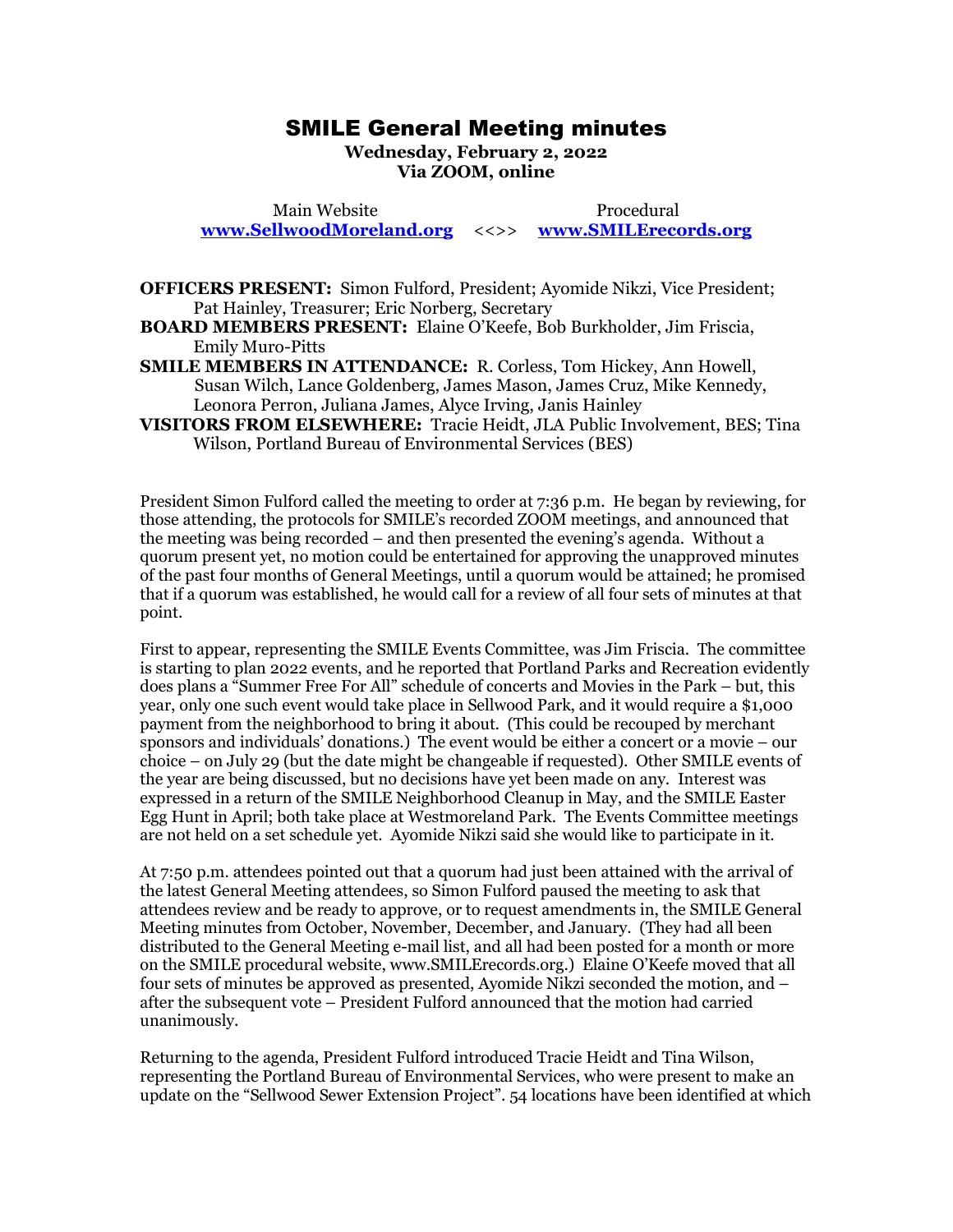# SMILE General Meeting minutes

**Wednesday, February 2, 2022**
**Via ZOOM, online**

Main Website **www.SellwoodMoreland.org** <<>> Procedural **www.SMILErecords.org**

**OFFICERS PRESENT:** Simon Fulford, President; Ayomide Nikzi, Vice President; Pat Hainley, Treasurer; Eric Norberg, Secretary

**BOARD MEMBERS PRESENT:** Elaine O'Keefe, Bob Burkholder, Jim Friscia, Emily Muro-Pitts

**SMILE MEMBERS IN ATTENDANCE:** R. Corless, Tom Hickey, Ann Howell, Susan Wilch, Lance Goldenberg, James Mason, James Cruz, Mike Kennedy, Leonora Perron, Juliana James, Alyce Irving, Janis Hainley

**VISITORS FROM ELSEWHERE:** Tracie Heidt, JLA Public Involvement, BES; Tina Wilson, Portland Bureau of Environmental Services (BES)

President Simon Fulford called the meeting to order at 7:36 p.m. He began by reviewing, for those attending, the protocols for SMILE's recorded ZOOM meetings, and announced that the meeting was being recorded – and then presented the evening's agenda. Without a quorum present yet, no motion could be entertained for approving the unapproved minutes of the past four months of General Meetings, until a quorum would be attained; he promised that if a quorum was established, he would call for a review of all four sets of minutes at that point.

First to appear, representing the SMILE Events Committee, was Jim Friscia. The committee is starting to plan 2022 events, and he reported that Portland Parks and Recreation evidently does plans a "Summer Free For All" schedule of concerts and Movies in the Park – but, this year, only one such event would take place in Sellwood Park, and it would require a $1,000 payment from the neighborhood to bring it about. (This could be recouped by merchant sponsors and individuals' donations.) The event would be either a concert or a movie – our choice – on July 29 (but the date might be changeable if requested). Other SMILE events of the year are being discussed, but no decisions have yet been made on any. Interest was expressed in a return of the SMILE Neighborhood Cleanup in May, and the SMILE Easter Egg Hunt in April; both take place at Westmoreland Park. The Events Committee meetings are not held on a set schedule yet. Ayomide Nikzi said she would like to participate in it.

At 7:50 p.m. attendees pointed out that a quorum had just been attained with the arrival of the latest General Meeting attendees, so Simon Fulford paused the meeting to ask that attendees review and be ready to approve, or to request amendments in, the SMILE General Meeting minutes from October, November, December, and January. (They had all been distributed to the General Meeting e-mail list, and all had been posted for a month or more on the SMILE procedural website, www.SMILErecords.org.) Elaine O'Keefe moved that all four sets of minutes be approved as presented, Ayomide Nikzi seconded the motion, and – after the subsequent vote – President Fulford announced that the motion had carried unanimously.

Returning to the agenda, President Fulford introduced Tracie Heidt and Tina Wilson, representing the Portland Bureau of Environmental Services, who were present to make an update on the "Sellwood Sewer Extension Project". 54 locations have been identified at which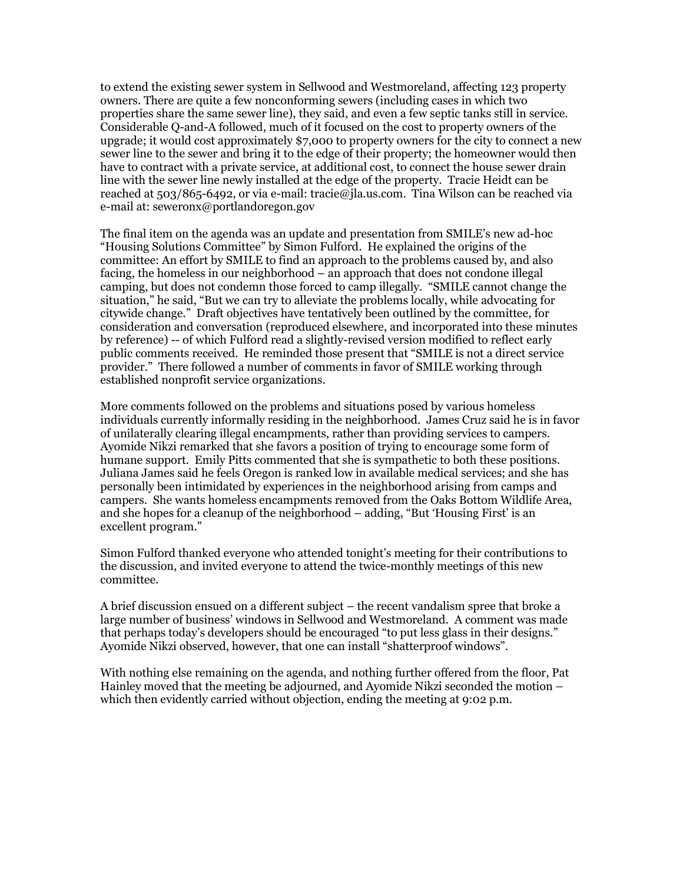to extend the existing sewer system in Sellwood and Westmoreland, affecting 123 property owners. There are quite a few nonconforming sewers (including cases in which two properties share the same sewer line), they said, and even a few septic tanks still in service. Considerable Q-and-A followed, much of it focused on the cost to property owners of the upgrade; it would cost approximately $7,000 to property owners for the city to connect a new sewer line to the sewer and bring it to the edge of their property; the homeowner would then have to contract with a private service, at additional cost, to connect the house sewer drain line with the sewer line newly installed at the edge of the property. Tracie Heidt can be reached at 503/865-6492, or via e-mail: tracie@jla.us.com. Tina Wilson can be reached via e-mail at: seweronx@portlandoregon.gov

The final item on the agenda was an update and presentation from SMILE's new ad-hoc "Housing Solutions Committee" by Simon Fulford. He explained the origins of the committee: An effort by SMILE to find an approach to the problems caused by, and also facing, the homeless in our neighborhood – an approach that does not condone illegal camping, but does not condemn those forced to camp illegally. "SMILE cannot change the situation," he said, "But we can try to alleviate the problems locally, while advocating for citywide change." Draft objectives have tentatively been outlined by the committee, for consideration and conversation (reproduced elsewhere, and incorporated into these minutes by reference) -- of which Fulford read a slightly-revised version modified to reflect early public comments received. He reminded those present that "SMILE is not a direct service provider." There followed a number of comments in favor of SMILE working through established nonprofit service organizations.

More comments followed on the problems and situations posed by various homeless individuals currently informally residing in the neighborhood. James Cruz said he is in favor of unilaterally clearing illegal encampments, rather than providing services to campers. Ayomide Nikzi remarked that she favors a position of trying to encourage some form of humane support. Emily Pitts commented that she is sympathetic to both these positions. Juliana James said he feels Oregon is ranked low in available medical services; and she has personally been intimidated by experiences in the neighborhood arising from camps and campers. She wants homeless encampments removed from the Oaks Bottom Wildlife Area, and she hopes for a cleanup of the neighborhood – adding, "But 'Housing First' is an excellent program."

Simon Fulford thanked everyone who attended tonight's meeting for their contributions to the discussion, and invited everyone to attend the twice-monthly meetings of this new committee.

A brief discussion ensued on a different subject – the recent vandalism spree that broke a large number of business' windows in Sellwood and Westmoreland. A comment was made that perhaps today's developers should be encouraged "to put less glass in their designs." Ayomide Nikzi observed, however, that one can install "shatterproof windows".

With nothing else remaining on the agenda, and nothing further offered from the floor, Pat Hainley moved that the meeting be adjourned, and Ayomide Nikzi seconded the motion – which then evidently carried without objection, ending the meeting at 9:02 p.m.